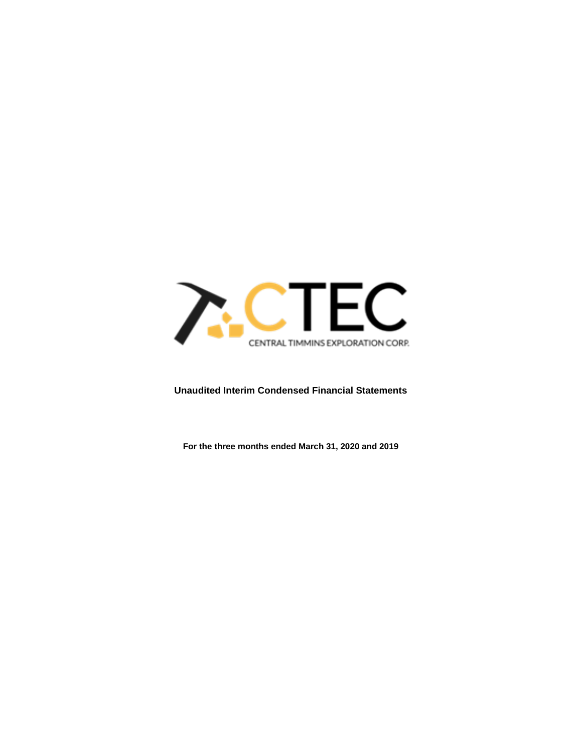CTEC

CENTRAL TIMMINS EXPLORATION CORP.

**Unaudited Interim Condensed Financial Statements**

**For the three months ended March 31, 2020 and 2019**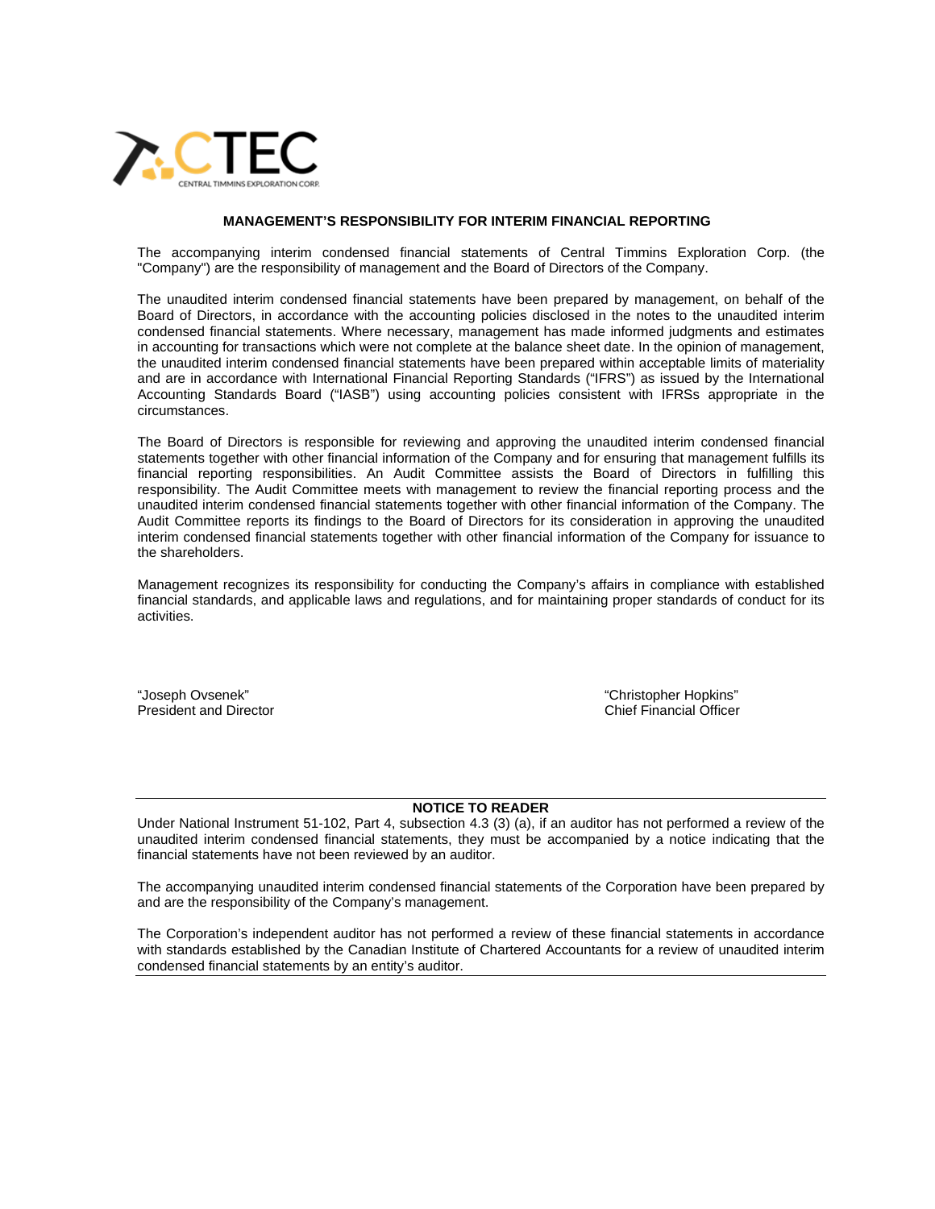CTEC

CENTRAL TIMMINS EXPLORATION CORP.

## MANAGEMENT'S RESPONSIBILITY FOR INTERIM FINANCIAL REPORTING

The accompanying interim condensed financial statements of Central Timmins Exploration Corp. (the "Company") are the responsibility of management and the Board of Directors of the Company.

The unaudited interim condensed financial statements have been prepared by management, on behalf of the Board of Directors, in accordance with the accounting policies disclosed in the notes to the unaudited interim condensed financial statements. Where necessary, management has made informed judgments and estimates in accounting for transactions which were not complete at the balance sheet date. In the opinion of management, the unaudited interim condensed financial statements have been prepared within acceptable limits of materiality and are in accordance with International Financial Reporting Standards ("IFRS") as issued by the International Accounting Standards Board ("IASB") using accounting policies consistent with IFRSs appropriate in the circumstances.

The Board of Directors is responsible for reviewing and approving the unaudited interim condensed financial statements together with other financial information of the Company and for ensuring that management fulfills its financial reporting responsibilities. An Audit Committee assists the Board of Directors in fulfilling this responsibility. The Audit Committee meets with management to review the financial reporting process and the unaudited interim condensed financial statements together with other financial information of the Company. The Audit Committee reports its findings to the Board of Directors for its consideration in approving the unaudited interim condensed financial statements together with other financial information of the Company for issuance to the shareholders.

Management recognizes its responsibility for conducting the Company's affairs in compliance with established financial standards, and applicable laws and regulations, and for maintaining proper standards of conduct for its activities.

"Joseph Ovsenek"
President and Director

"Christopher Hopkins"
Chief Financial Officer

---

**NOTICE TO READER**

Under National Instrument 51-102, Part 4, subsection 4.3 (3) (a), if an auditor has not performed a review of the unaudited interim condensed financial statements, they must be accompanied by a notice indicating that the financial statements have not been reviewed by an auditor.

The accompanying unaudited interim condensed financial statements of the Corporation have been prepared by and are the responsibility of the Company's management.

The Corporation's independent auditor has not performed a review of these financial statements in accordance with standards established by the Canadian Institute of Chartered Accountants for a review of unaudited interim condensed financial statements by an entity's auditor.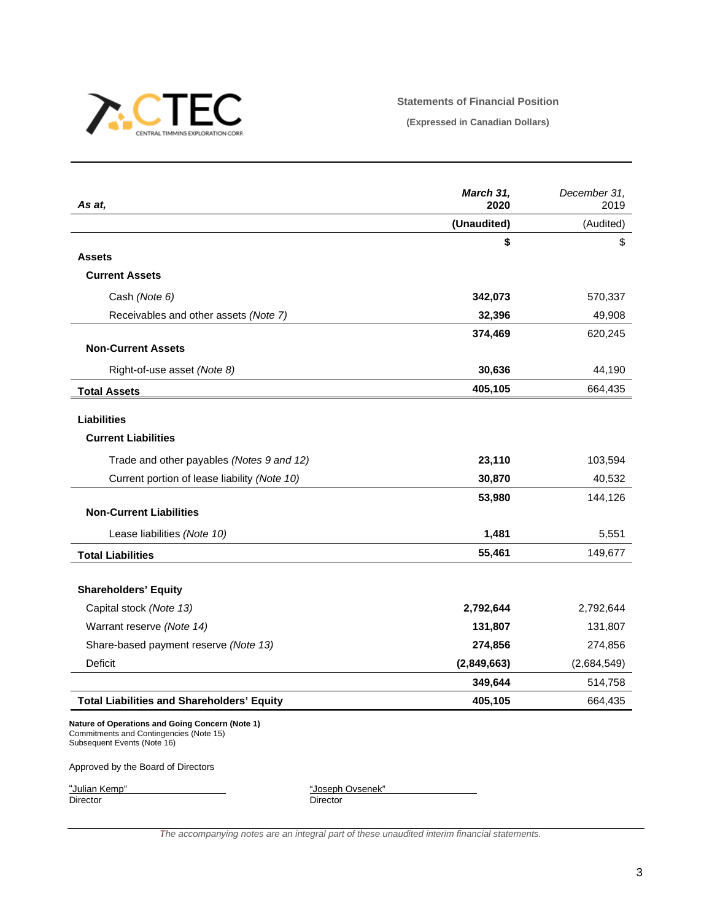CTEC
CENTRAL TIMMINS EXPLORATION CORP.

**Statements of Financial Position**

**(Expressed in Canadian Dollars)**

| *As at,* | ***March 31, 2020*** | *December 31, 2019* |
|---|---|---|
| | **(Unaudited)** | (Audited) |
| | **$** | $ |
| **Assets** | | |
| **Current Assets** | | |
| Cash *(Note 6)* | **342,073** | 570,337 |
| Receivables and other assets *(Note 7)* | **32,396** | 49,908 |
| | **374,469** | 620,245 |
| **Non-Current Assets** | | |
| Right-of-use asset *(Note 8)* | **30,636** | 44,190 |
| **Total Assets** | **405,105** | 664,435 |
| **Liabilities** | | |
| **Current Liabilities** | | |
| Trade and other payables *(Notes 9 and 12)* | **23,110** | 103,594 |
| Current portion of lease liability *(Note 10)* | **30,870** | 40,532 |
| | **53,980** | 144,126 |
| **Non-Current Liabilities** | | |
| Lease liabilities *(Note 10)* | **1,481** | 5,551 |
| **Total Liabilities** | **55,461** | 149,677 |
| **Shareholders' Equity** | | |
| Capital stock *(Note 13)* | **2,792,644** | 2,792,644 |
| Warrant reserve *(Note 14)* | **131,807** | 131,807 |
| Share-based payment reserve *(Note 13)* | **274,856** | 274,856 |
| Deficit | **(2,849,663)** | (2,684,549) |
| | **349,644** | 514,758 |
| **Total Liabilities and Shareholders' Equity** | **405,105** | 664,435 |

**Nature of Operations and Going Concern (Note 1)**
Commitments and Contingencies (Note 15)
Subsequent Events (Note 16)

Approved by the Board of Directors

| "Julian Kemp" | "Joseph Ovsenek" |
|---|---|
| Director | Director |

*The accompanying notes are an integral part of these unaudited interim financial statements.*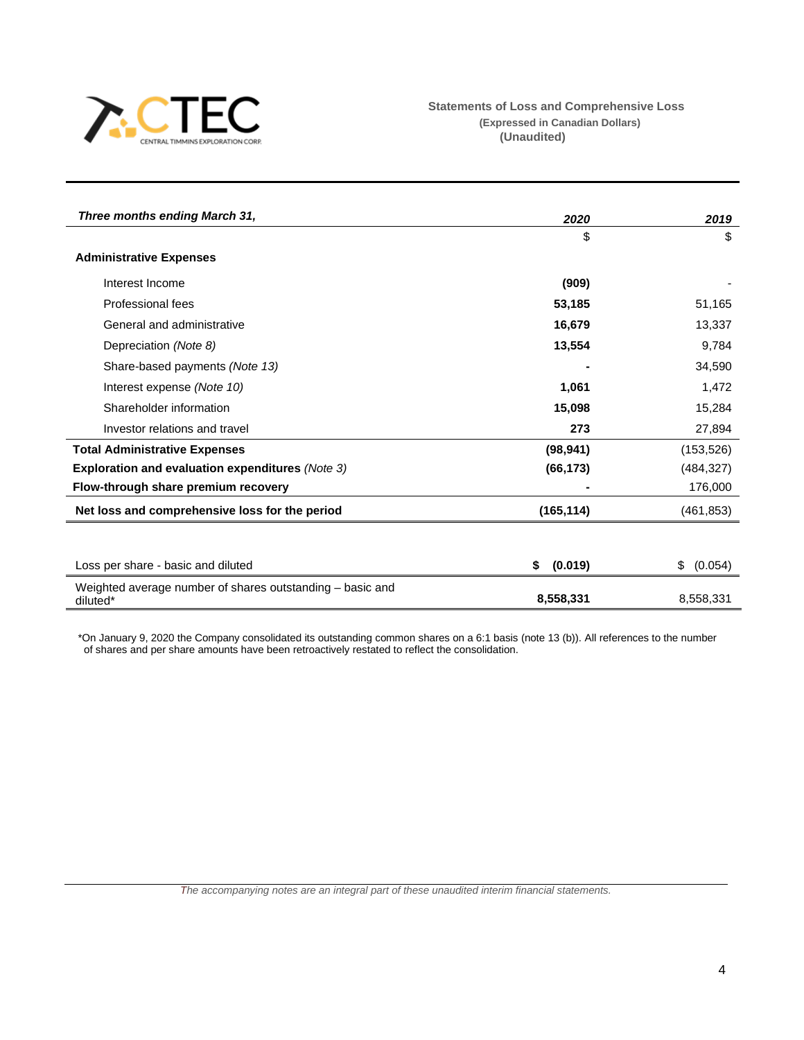CTEC
CENTRAL TIMMINS EXPLORATION CORP.

## Statements of Loss and Comprehensive Loss
**(Expressed in Canadian Dollars)**
**(Unaudited)**

| ***Three months ending March 31,*** | ***2020*** | ***2019*** |
|---|---|---|
| | $ | $ |
| **Administrative Expenses** | | |
| Interest Income | **(909)** | - |
| Professional fees | **53,185** | 51,165 |
| General and administrative | **16,679** | 13,337 |
| Depreciation *(Note 8)* | **13,554** | 9,784 |
| Share-based payments *(Note 13)* | **-** | 34,590 |
| Interest expense *(Note 10)* | **1,061** | 1,472 |
| Shareholder information | **15,098** | 15,284 |
| Investor relations and travel | **273** | 27,894 |
| **Total Administrative Expenses** | **(98,941)** | (153,526) |
| **Exploration and evaluation expenditures** *(Note 3)* | **(66,173)** | (484,327) |
| **Flow-through share premium recovery** | **-** | 176,000 |
| **Net loss and comprehensive loss for the period** | **(165,114)** | (461,853) |
| | | |
| Loss per share - basic and diluted | **$ (0.019)** | $ (0.054) |
| Weighted average number of shares outstanding – basic and diluted* | **8,558,331** | 8,558,331 |

*On January 9, 2020 the Company consolidated its outstanding common shares on a 6:1 basis (note 13 (b)). All references to the number of shares and per share amounts have been retroactively restated to reflect the consolidation.

*The accompanying notes are an integral part of these unaudited interim financial statements.*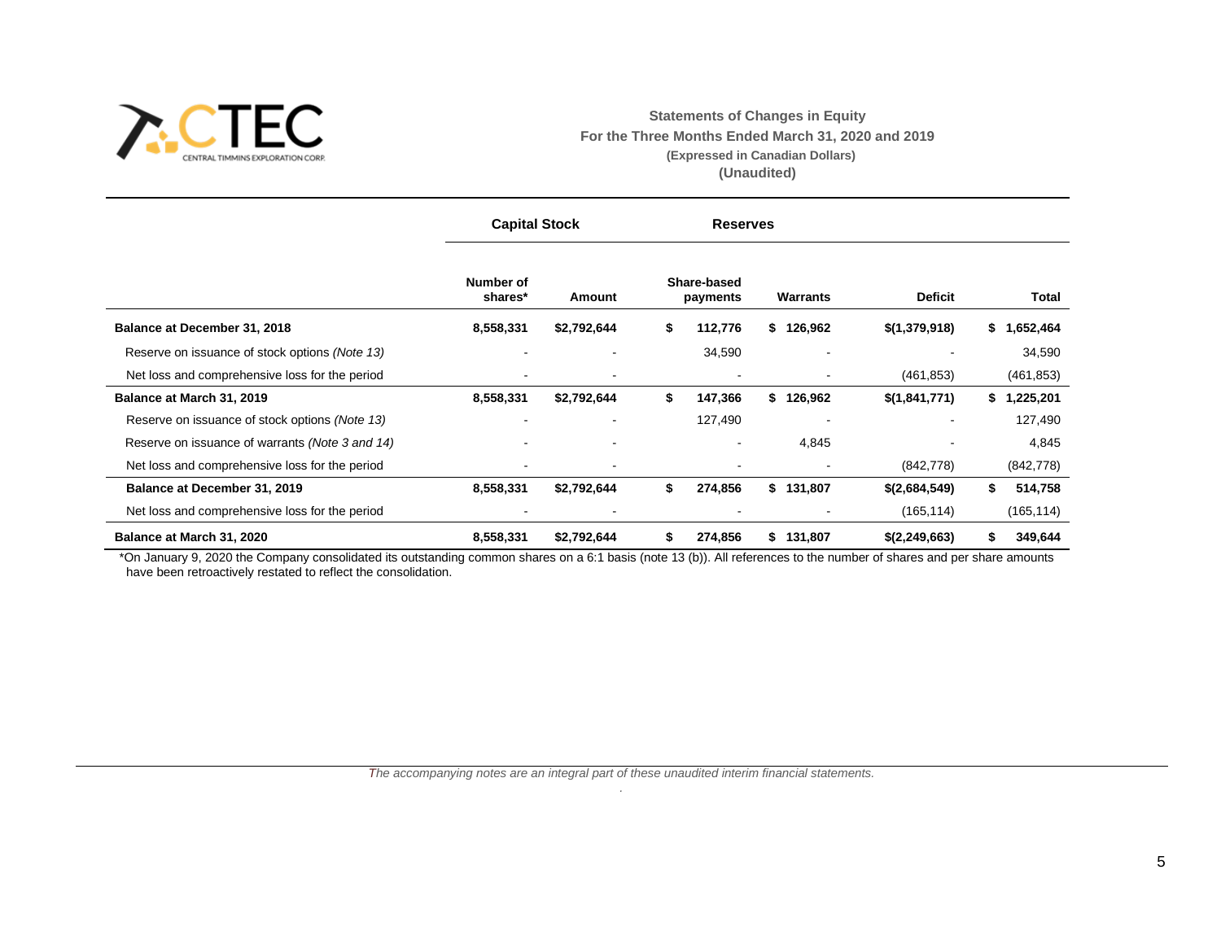CTEC
CENTRAL TIMMINS EXPLORATION CORP.

## Statements of Changes in Equity
### For the Three Months Ended March 31, 2020 and 2019
**(Expressed in Canadian Dollars)**
**(Unaudited)**

| | Capital Stock | | Reserves | | | |
|---|---|---|---|---|---|---|
| | **Number of shares*** | **Amount** | **Share-based payments** | **Warrants** | **Deficit** | **Total** |
| **Balance at December 31, 2018** | **8,558,331** | **$2,792,644** | **$ 112,776** | **$ 126,962** | **$(1,379,918)** | **$ 1,652,464** |
| Reserve on issuance of stock options *(Note 13)* | - | - | 34,590 | - | - | 34,590 |
| Net loss and comprehensive loss for the period | - | - | - | - | (461,853) | (461,853) |
| **Balance at March 31, 2019** | **8,558,331** | **$2,792,644** | **$ 147,366** | **$ 126,962** | **$(1,841,771)** | **$ 1,225,201** |
| Reserve on issuance of stock options *(Note 13)* | - | - | 127,490 | - | - | 127,490 |
| Reserve on issuance of warrants *(Note 3 and 14)* | - | - | - | 4,845 | - | 4,845 |
| Net loss and comprehensive loss for the period | - | - | - | - | (842,778) | (842,778) |
| **Balance at December 31, 2019** | **8,558,331** | **$2,792,644** | **$ 274,856** | **$ 131,807** | **$(2,684,549)** | **$ 514,758** |
| Net loss and comprehensive loss for the period | - | - | - | - | (165,114) | (165,114) |
| **Balance at March 31, 2020** | **8,558,331** | **$2,792,644** | **$ 274,856** | **$ 131,807** | **$(2,249,663)** | **$ 349,644** |

*On January 9, 2020 the Company consolidated its outstanding common shares on a 6:1 basis (note 13 (b)). All references to the number of shares and per share amounts have been retroactively restated to reflect the consolidation.

*The accompanying notes are an integral part of these unaudited interim financial statements.*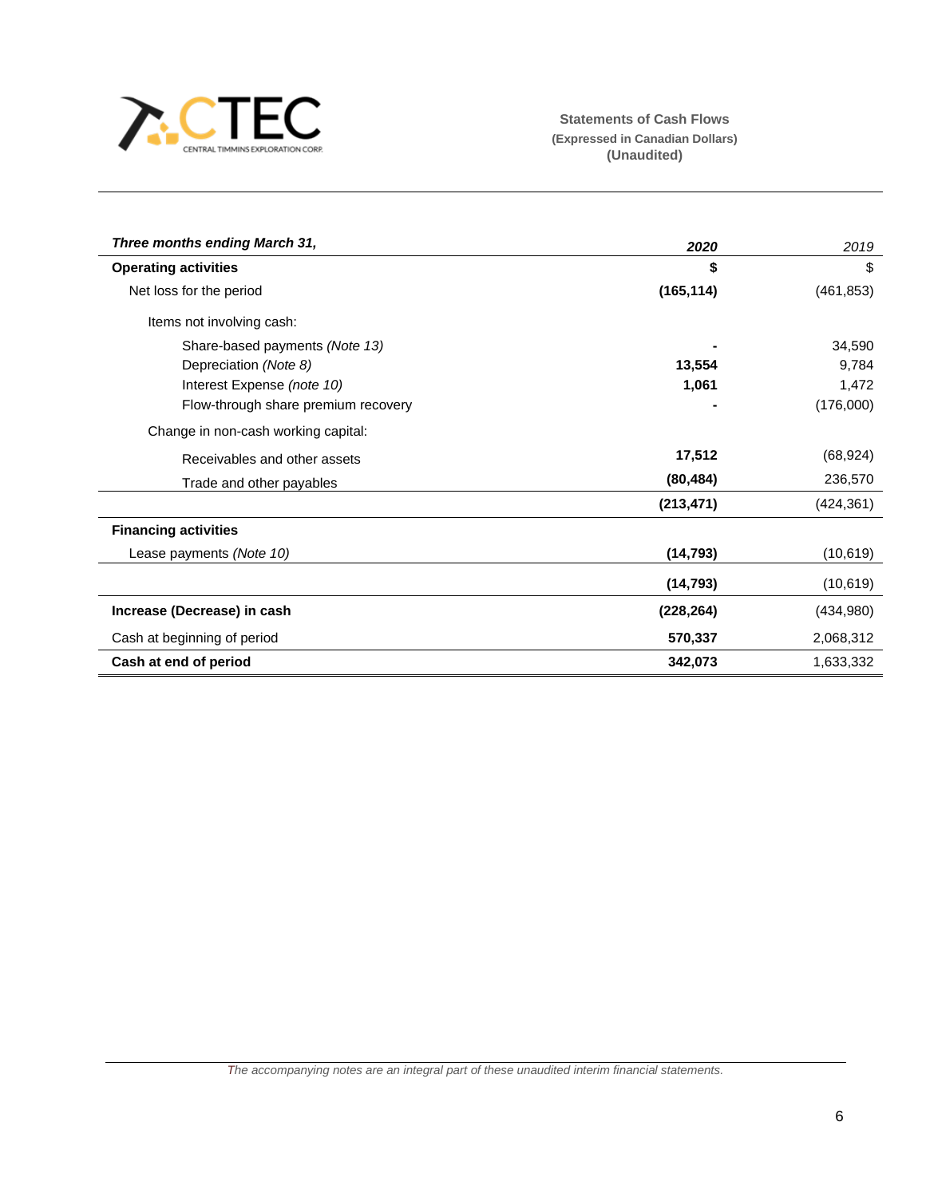**Statements of Cash Flows**
**(Expressed in Canadian Dollars)**
**(Unaudited)**

| *Three months ending March 31,* | *2020* | *2019* |
|---|---|---|
| **Operating activities** | **$** | $ |
| Net loss for the period | **(165,114)** | (461,853) |
| Items not involving cash: | | |
| Share-based payments *(Note 13)* | **-** | 34,590 |
| Depreciation *(Note 8)* | **13,554** | 9,784 |
| Interest Expense *(note 10)* | **1,061** | 1,472 |
| Flow-through share premium recovery | **-** | (176,000) |
| Change in non-cash working capital: | | |
| Receivables and other assets | **17,512** | (68,924) |
| Trade and other payables | **(80,484)** | 236,570 |
| | **(213,471)** | (424,361) |
| **Financing activities** | | |
| Lease payments *(Note 10)* | **(14,793)** | (10,619) |
| | **(14,793)** | (10,619) |
| **Increase (Decrease) in cash** | **(228,264)** | (434,980) |
| Cash at beginning of period | **570,337** | 2,068,312 |
| **Cash at end of period** | **342,073** | 1,633,332 |

*The accompanying notes are an integral part of these unaudited interim financial statements.*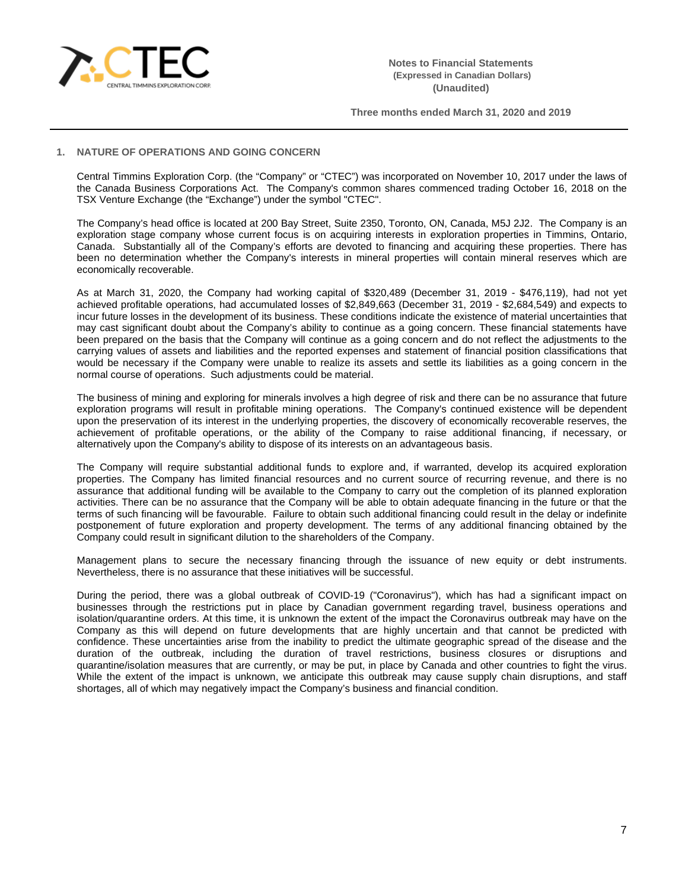## 1. NATURE OF OPERATIONS AND GOING CONCERN

Central Timmins Exploration Corp. (the "Company" or "CTEC") was incorporated on November 10, 2017 under the laws of the Canada Business Corporations Act. The Company's common shares commenced trading October 16, 2018 on the TSX Venture Exchange (the "Exchange") under the symbol "CTEC".

The Company's head office is located at 200 Bay Street, Suite 2350, Toronto, ON, Canada, M5J 2J2. The Company is an exploration stage company whose current focus is on acquiring interests in exploration properties in Timmins, Ontario, Canada. Substantially all of the Company's efforts are devoted to financing and acquiring these properties. There has been no determination whether the Company's interests in mineral properties will contain mineral reserves which are economically recoverable.

As at March 31, 2020, the Company had working capital of $320,489 (December 31, 2019 - $476,119), had not yet achieved profitable operations, had accumulated losses of $2,849,663 (December 31, 2019 - $2,684,549) and expects to incur future losses in the development of its business. These conditions indicate the existence of material uncertainties that may cast significant doubt about the Company's ability to continue as a going concern. These financial statements have been prepared on the basis that the Company will continue as a going concern and do not reflect the adjustments to the carrying values of assets and liabilities and the reported expenses and statement of financial position classifications that would be necessary if the Company were unable to realize its assets and settle its liabilities as a going concern in the normal course of operations. Such adjustments could be material.

The business of mining and exploring for minerals involves a high degree of risk and there can be no assurance that future exploration programs will result in profitable mining operations. The Company's continued existence will be dependent upon the preservation of its interest in the underlying properties, the discovery of economically recoverable reserves, the achievement of profitable operations, or the ability of the Company to raise additional financing, if necessary, or alternatively upon the Company's ability to dispose of its interests on an advantageous basis.

The Company will require substantial additional funds to explore and, if warranted, develop its acquired exploration properties. The Company has limited financial resources and no current source of recurring revenue, and there is no assurance that additional funding will be available to the Company to carry out the completion of its planned exploration activities. There can be no assurance that the Company will be able to obtain adequate financing in the future or that the terms of such financing will be favourable. Failure to obtain such additional financing could result in the delay or indefinite postponement of future exploration and property development. The terms of any additional financing obtained by the Company could result in significant dilution to the shareholders of the Company.

Management plans to secure the necessary financing through the issuance of new equity or debt instruments. Nevertheless, there is no assurance that these initiatives will be successful.

During the period, there was a global outbreak of COVID-19 ("Coronavirus"), which has had a significant impact on businesses through the restrictions put in place by Canadian government regarding travel, business operations and isolation/quarantine orders. At this time, it is unknown the extent of the impact the Coronavirus outbreak may have on the Company as this will depend on future developments that are highly uncertain and that cannot be predicted with confidence. These uncertainties arise from the inability to predict the ultimate geographic spread of the disease and the duration of the outbreak, including the duration of travel restrictions, business closures or disruptions and quarantine/isolation measures that are currently, or may be put, in place by Canada and other countries to fight the virus. While the extent of the impact is unknown, we anticipate this outbreak may cause supply chain disruptions, and staff shortages, all of which may negatively impact the Company's business and financial condition.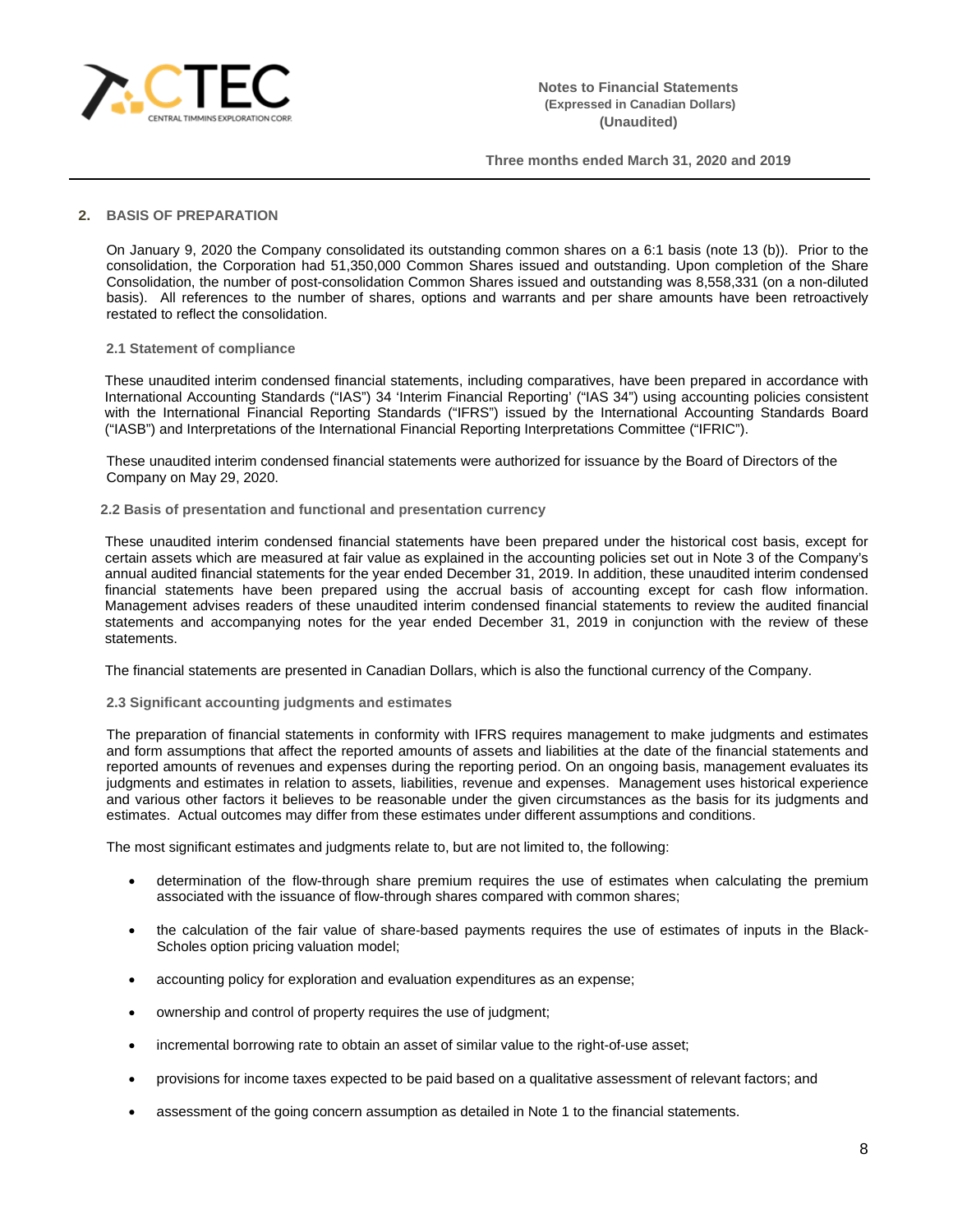## 2. BASIS OF PREPARATION

On January 9, 2020 the Company consolidated its outstanding common shares on a 6:1 basis (note 13 (b)). Prior to the consolidation, the Corporation had 51,350,000 Common Shares issued and outstanding. Upon completion of the Share Consolidation, the number of post-consolidation Common Shares issued and outstanding was 8,558,331 (on a non-diluted basis). All references to the number of shares, options and warrants and per share amounts have been retroactively restated to reflect the consolidation.

### 2.1 Statement of compliance

These unaudited interim condensed financial statements, including comparatives, have been prepared in accordance with International Accounting Standards ("IAS") 34 'Interim Financial Reporting' ("IAS 34") using accounting policies consistent with the International Financial Reporting Standards ("IFRS") issued by the International Accounting Standards Board ("IASB") and Interpretations of the International Financial Reporting Interpretations Committee ("IFRIC").

These unaudited interim condensed financial statements were authorized for issuance by the Board of Directors of the Company on May 29, 2020.

### 2.2 Basis of presentation and functional and presentation currency

These unaudited interim condensed financial statements have been prepared under the historical cost basis, except for certain assets which are measured at fair value as explained in the accounting policies set out in Note 3 of the Company's annual audited financial statements for the year ended December 31, 2019. In addition, these unaudited interim condensed financial statements have been prepared using the accrual basis of accounting except for cash flow information. Management advises readers of these unaudited interim condensed financial statements to review the audited financial statements and accompanying notes for the year ended December 31, 2019 in conjunction with the review of these statements.

The financial statements are presented in Canadian Dollars, which is also the functional currency of the Company.

### 2.3 Significant accounting judgments and estimates

The preparation of financial statements in conformity with IFRS requires management to make judgments and estimates and form assumptions that affect the reported amounts of assets and liabilities at the date of the financial statements and reported amounts of revenues and expenses during the reporting period. On an ongoing basis, management evaluates its judgments and estimates in relation to assets, liabilities, revenue and expenses. Management uses historical experience and various other factors it believes to be reasonable under the given circumstances as the basis for its judgments and estimates. Actual outcomes may differ from these estimates under different assumptions and conditions.

The most significant estimates and judgments relate to, but are not limited to, the following:

- determination of the flow-through share premium requires the use of estimates when calculating the premium associated with the issuance of flow-through shares compared with common shares;
- the calculation of the fair value of share-based payments requires the use of estimates of inputs in the Black-Scholes option pricing valuation model;
- accounting policy for exploration and evaluation expenditures as an expense;
- ownership and control of property requires the use of judgment;
- incremental borrowing rate to obtain an asset of similar value to the right-of-use asset;
- provisions for income taxes expected to be paid based on a qualitative assessment of relevant factors; and
- assessment of the going concern assumption as detailed in Note 1 to the financial statements.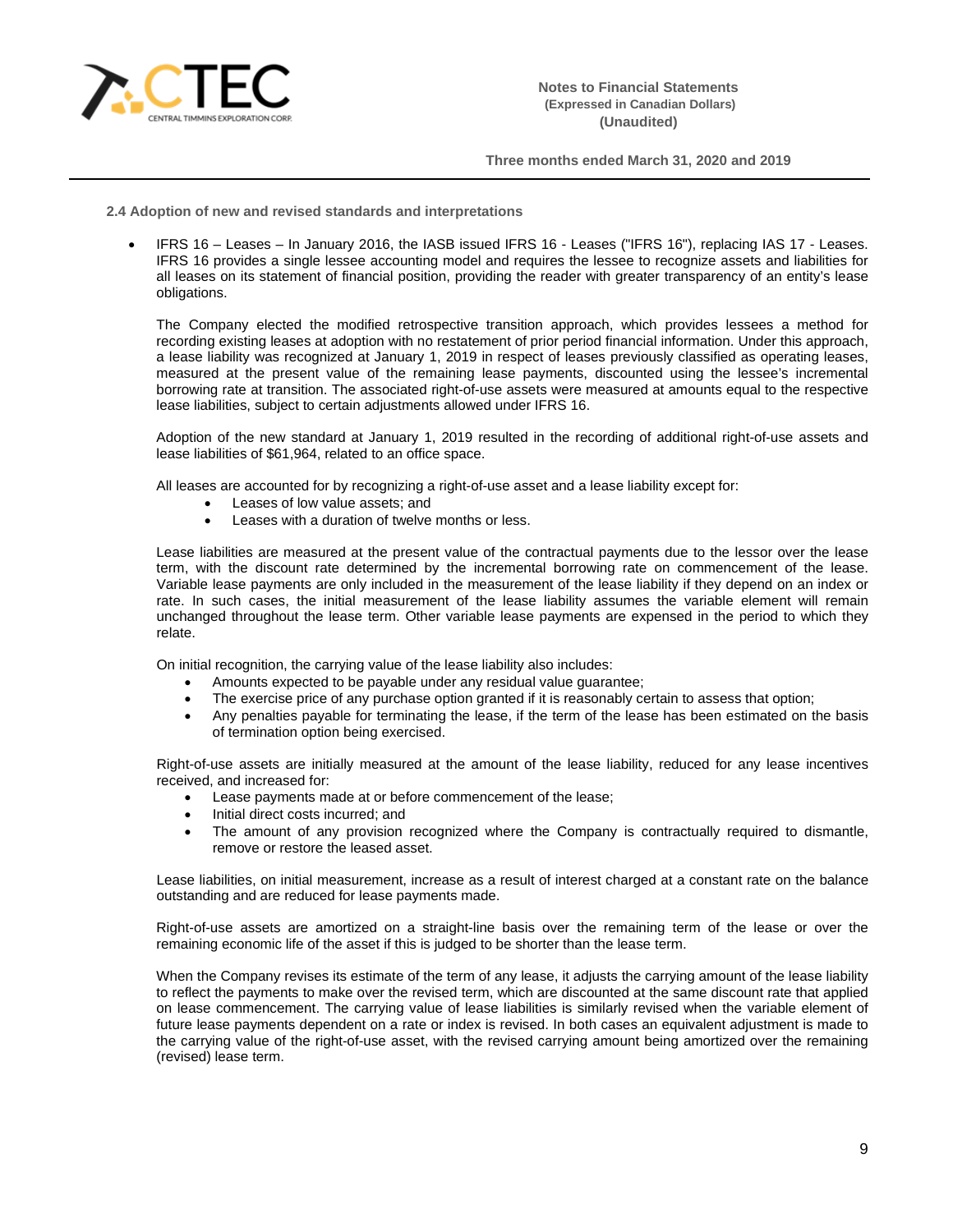### 2.4 Adoption of new and revised standards and interpretations

- IFRS 16 – Leases – In January 2016, the IASB issued IFRS 16 - Leases ("IFRS 16"), replacing IAS 17 - Leases. IFRS 16 provides a single lessee accounting model and requires the lessee to recognize assets and liabilities for all leases on its statement of financial position, providing the reader with greater transparency of an entity's lease obligations.

  The Company elected the modified retrospective transition approach, which provides lessees a method for recording existing leases at adoption with no restatement of prior period financial information. Under this approach, a lease liability was recognized at January 1, 2019 in respect of leases previously classified as operating leases, measured at the present value of the remaining lease payments, discounted using the lessee's incremental borrowing rate at transition. The associated right-of-use assets were measured at amounts equal to the respective lease liabilities, subject to certain adjustments allowed under IFRS 16.

  Adoption of the new standard at January 1, 2019 resulted in the recording of additional right-of-use assets and lease liabilities of $61,964, related to an office space.

  All leases are accounted for by recognizing a right-of-use asset and a lease liability except for:

  - Leases of low value assets; and
  - Leases with a duration of twelve months or less.

  Lease liabilities are measured at the present value of the contractual payments due to the lessor over the lease term, with the discount rate determined by the incremental borrowing rate on commencement of the lease. Variable lease payments are only included in the measurement of the lease liability if they depend on an index or rate. In such cases, the initial measurement of the lease liability assumes the variable element will remain unchanged throughout the lease term. Other variable lease payments are expensed in the period to which they relate.

  On initial recognition, the carrying value of the lease liability also includes:

  - Amounts expected to be payable under any residual value guarantee;
  - The exercise price of any purchase option granted if it is reasonably certain to assess that option;
  - Any penalties payable for terminating the lease, if the term of the lease has been estimated on the basis of termination option being exercised.

  Right-of-use assets are initially measured at the amount of the lease liability, reduced for any lease incentives received, and increased for:

  - Lease payments made at or before commencement of the lease;
  - Initial direct costs incurred; and
  - The amount of any provision recognized where the Company is contractually required to dismantle, remove or restore the leased asset.

  Lease liabilities, on initial measurement, increase as a result of interest charged at a constant rate on the balance outstanding and are reduced for lease payments made.

  Right-of-use assets are amortized on a straight-line basis over the remaining term of the lease or over the remaining economic life of the asset if this is judged to be shorter than the lease term.

  When the Company revises its estimate of the term of any lease, it adjusts the carrying amount of the lease liability to reflect the payments to make over the revised term, which are discounted at the same discount rate that applied on lease commencement. The carrying value of lease liabilities is similarly revised when the variable element of future lease payments dependent on a rate or index is revised. In both cases an equivalent adjustment is made to the carrying value of the right-of-use asset, with the revised carrying amount being amortized over the remaining (revised) lease term.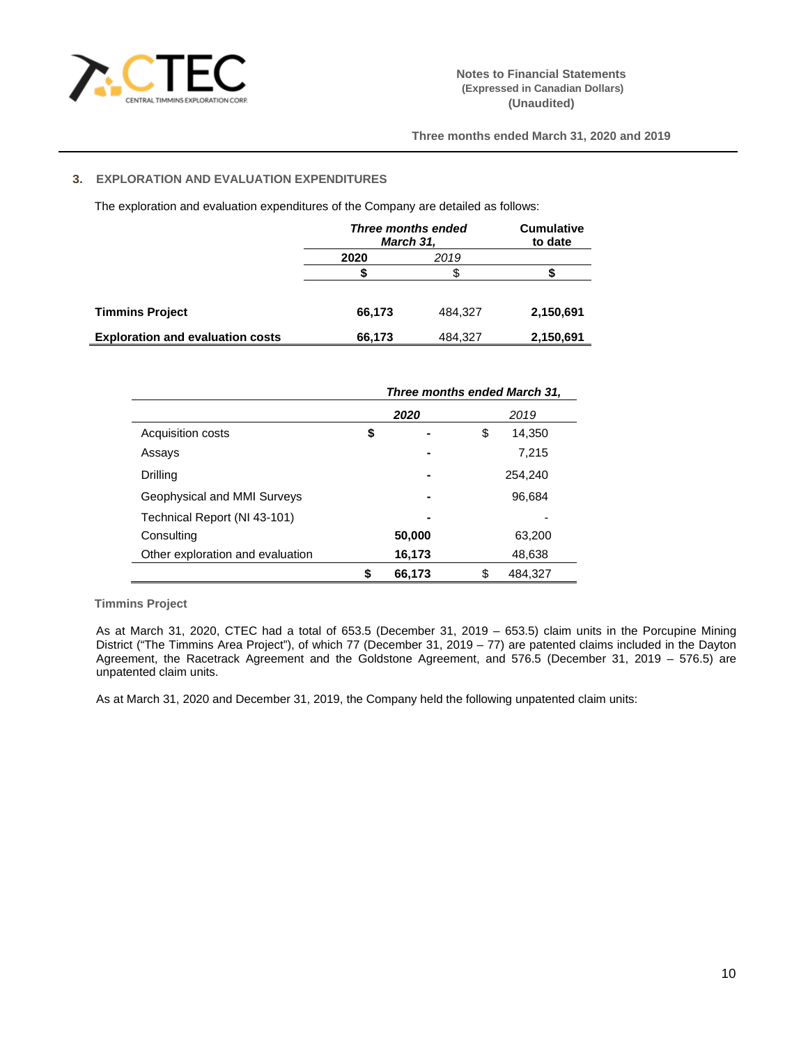## 3. EXPLORATION AND EVALUATION EXPENDITURES

The exploration and evaluation expenditures of the Company are detailed as follows:

| | *Three months ended March 31,* | | Cumulative to date |
|---|---|---|---|
| | **2020** | *2019* | |
| | **$** | $ | **$** |
| **Timmins Project** | **66,173** | 484,327 | **2,150,691** |
| **Exploration and evaluation costs** | **66,173** | 484,327 | **2,150,691** |

| | *Three months ended March 31,* | |
|---|---|---|
| | ***2020*** | *2019* |
| Acquisition costs | **$ -** | $ 14,350 |
| Assays | **-** | 7,215 |
| Drilling | **-** | 254,240 |
| Geophysical and MMI Surveys | **-** | 96,684 |
| Technical Report (NI 43-101) | **-** | - |
| Consulting | **50,000** | 63,200 |
| Other exploration and evaluation | **16,173** | 48,638 |
| | **$ 66,173** | $ 484,327 |

### Timmins Project

As at March 31, 2020, CTEC had a total of 653.5 (December 31, 2019 – 653.5) claim units in the Porcupine Mining District ("The Timmins Area Project"), of which 77 (December 31, 2019 – 77) are patented claims included in the Dayton Agreement, the Racetrack Agreement and the Goldstone Agreement, and 576.5 (December 31, 2019 – 576.5) are unpatented claim units.

As at March 31, 2020 and December 31, 2019, the Company held the following unpatented claim units: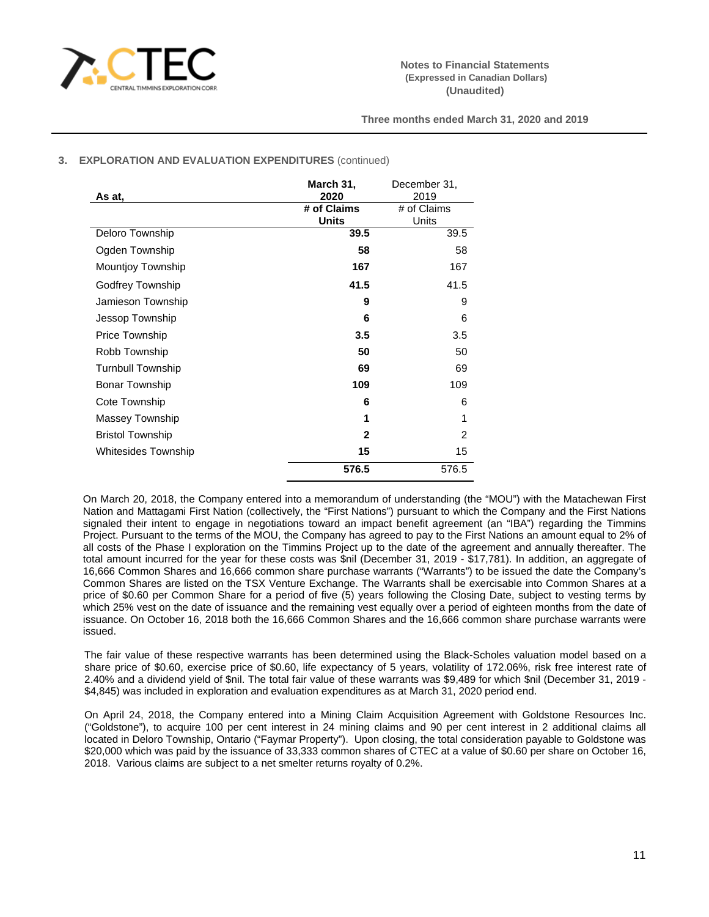### 3. EXPLORATION AND EVALUATION EXPENDITURES (continued)

| As at, | March 31, 2020 | December 31, 2019 |
|---|---|---|
| | **# of Claims Units** | # of Claims Units |
| Deloro Township | **39.5** | 39.5 |
| Ogden Township | **58** | 58 |
| Mountjoy Township | **167** | 167 |
| Godfrey Township | **41.5** | 41.5 |
| Jamieson Township | **9** | 9 |
| Jessop Township | **6** | 6 |
| Price Township | **3.5** | 3.5 |
| Robb Township | **50** | 50 |
| Turnbull Township | **69** | 69 |
| Bonar Township | **109** | 109 |
| Cote Township | **6** | 6 |
| Massey Township | **1** | 1 |
| Bristol Township | **2** | 2 |
| Whitesides Township | **15** | 15 |
| | **576.5** | 576.5 |

On March 20, 2018, the Company entered into a memorandum of understanding (the "MOU") with the Matachewan First Nation and Mattagami First Nation (collectively, the "First Nations") pursuant to which the Company and the First Nations signaled their intent to engage in negotiations toward an impact benefit agreement (an "IBA") regarding the Timmins Project. Pursuant to the terms of the MOU, the Company has agreed to pay to the First Nations an amount equal to 2% of all costs of the Phase I exploration on the Timmins Project up to the date of the agreement and annually thereafter. The total amount incurred for the year for these costs was $nil (December 31, 2019 - $17,781). In addition, an aggregate of 16,666 Common Shares and 16,666 common share purchase warrants ("Warrants") to be issued the date the Company's Common Shares are listed on the TSX Venture Exchange. The Warrants shall be exercisable into Common Shares at a price of $0.60 per Common Share for a period of five (5) years following the Closing Date, subject to vesting terms by which 25% vest on the date of issuance and the remaining vest equally over a period of eighteen months from the date of issuance. On October 16, 2018 both the 16,666 Common Shares and the 16,666 common share purchase warrants were issued.

The fair value of these respective warrants has been determined using the Black-Scholes valuation model based on a share price of $0.60, exercise price of $0.60, life expectancy of 5 years, volatility of 172.06%, risk free interest rate of 2.40% and a dividend yield of $nil. The total fair value of these warrants was $9,489 for which $nil (December 31, 2019 - $4,845) was included in exploration and evaluation expenditures as at March 31, 2020 period end.

On April 24, 2018, the Company entered into a Mining Claim Acquisition Agreement with Goldstone Resources Inc. ("Goldstone"), to acquire 100 per cent interest in 24 mining claims and 90 per cent interest in 2 additional claims all located in Deloro Township, Ontario ("Faymar Property"). Upon closing, the total consideration payable to Goldstone was $20,000 which was paid by the issuance of 33,333 common shares of CTEC at a value of $0.60 per share on October 16, 2018. Various claims are subject to a net smelter returns royalty of 0.2%.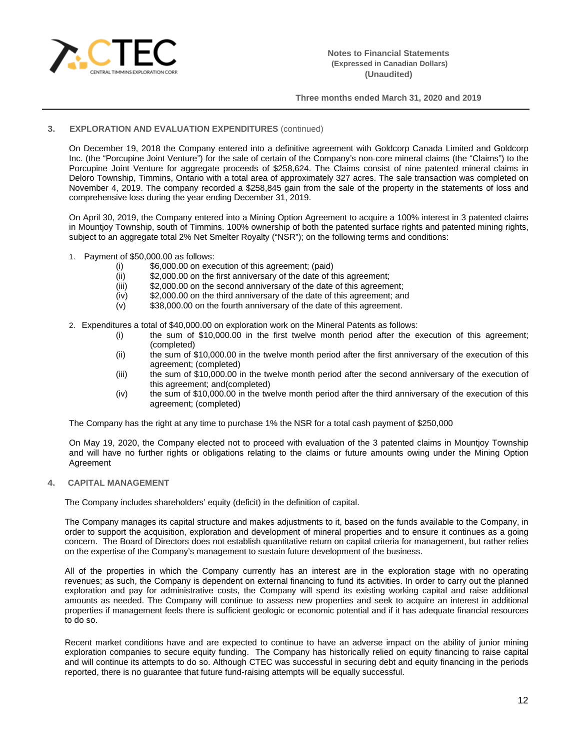## 3. EXPLORATION AND EVALUATION EXPENDITURES (continued)

On December 19, 2018 the Company entered into a definitive agreement with Goldcorp Canada Limited and Goldcorp Inc. (the "Porcupine Joint Venture") for the sale of certain of the Company's non-core mineral claims (the "Claims") to the Porcupine Joint Venture for aggregate proceeds of $258,624. The Claims consist of nine patented mineral claims in Deloro Township, Timmins, Ontario with a total area of approximately 327 acres. The sale transaction was completed on November 4, 2019. The company recorded a $258,845 gain from the sale of the property in the statements of loss and comprehensive loss during the year ending December 31, 2019.

On April 30, 2019, the Company entered into a Mining Option Agreement to acquire a 100% interest in 3 patented claims in Mountjoy Township, south of Timmins. 100% ownership of both the patented surface rights and patented mining rights, subject to an aggregate total 2% Net Smelter Royalty ("NSR"); on the following terms and conditions:

1. Payment of $50,000.00 as follows:
   - (i) $6,000.00 on execution of this agreement; (paid)
   - (ii) $2,000.00 on the first anniversary of the date of this agreement;
   - (iii) $2,000.00 on the second anniversary of the date of this agreement;
   - (iv) $2,000.00 on the third anniversary of the date of this agreement; and
   - (v) $38,000.00 on the fourth anniversary of the date of this agreement.

2. Expenditures a total of $40,000.00 on exploration work on the Mineral Patents as follows:
   - (i) the sum of $10,000.00 in the first twelve month period after the execution of this agreement; (completed)
   - (ii) the sum of $10,000.00 in the twelve month period after the first anniversary of the execution of this agreement; (completed)
   - (iii) the sum of $10,000.00 in the twelve month period after the second anniversary of the execution of this agreement; and(completed)
   - (iv) the sum of $10,000.00 in the twelve month period after the third anniversary of the execution of this agreement; (completed)

The Company has the right at any time to purchase 1% the NSR for a total cash payment of $250,000

On May 19, 2020, the Company elected not to proceed with evaluation of the 3 patented claims in Mountjoy Township and will have no further rights or obligations relating to the claims or future amounts owing under the Mining Option Agreement

## 4. CAPITAL MANAGEMENT

The Company includes shareholders' equity (deficit) in the definition of capital.

The Company manages its capital structure and makes adjustments to it, based on the funds available to the Company, in order to support the acquisition, exploration and development of mineral properties and to ensure it continues as a going concern. The Board of Directors does not establish quantitative return on capital criteria for management, but rather relies on the expertise of the Company's management to sustain future development of the business.

All of the properties in which the Company currently has an interest are in the exploration stage with no operating revenues; as such, the Company is dependent on external financing to fund its activities. In order to carry out the planned exploration and pay for administrative costs, the Company will spend its existing working capital and raise additional amounts as needed. The Company will continue to assess new properties and seek to acquire an interest in additional properties if management feels there is sufficient geologic or economic potential and if it has adequate financial resources to do so.

Recent market conditions have and are expected to continue to have an adverse impact on the ability of junior mining exploration companies to secure equity funding. The Company has historically relied on equity financing to raise capital and will continue its attempts to do so. Although CTEC was successful in securing debt and equity financing in the periods reported, there is no guarantee that future fund-raising attempts will be equally successful.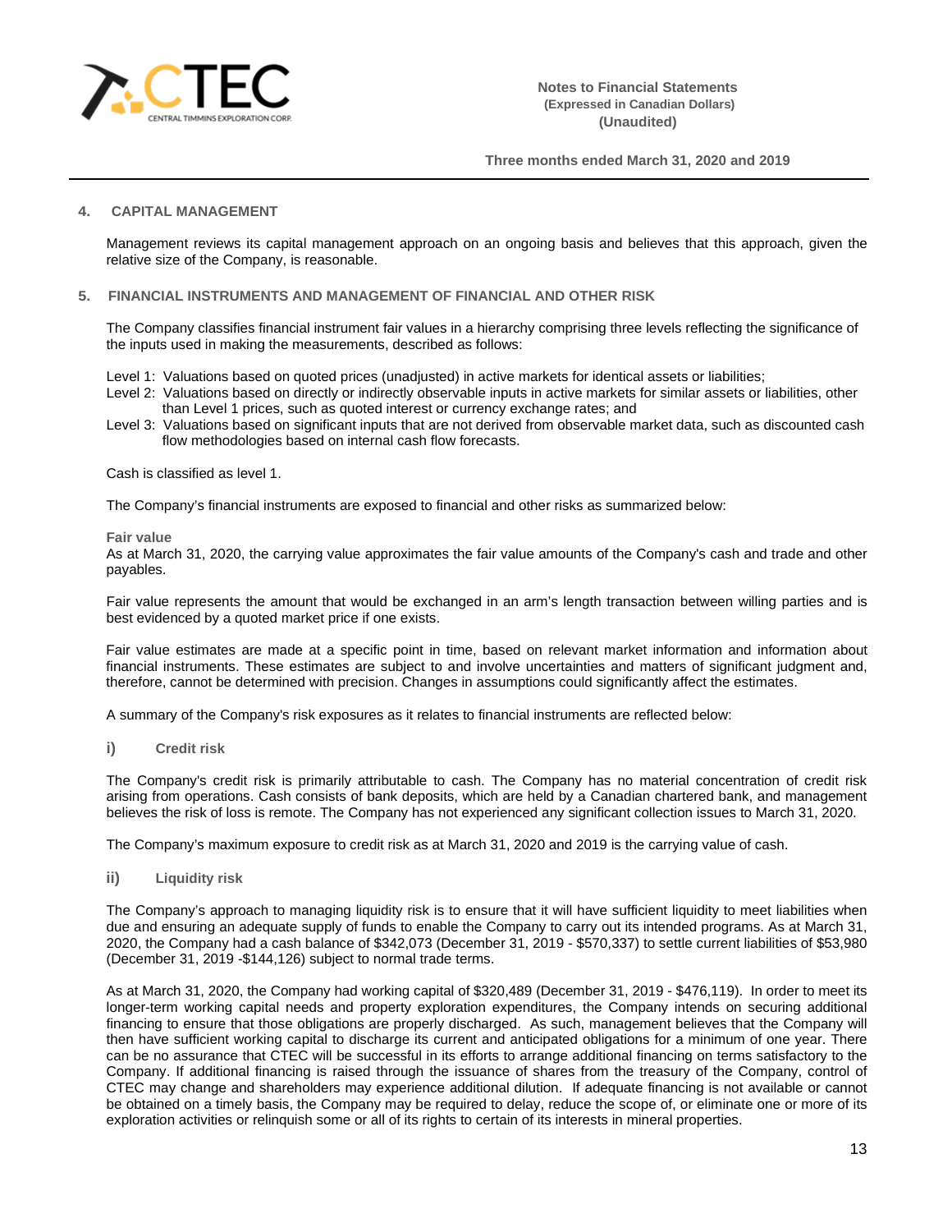## 4. CAPITAL MANAGEMENT

Management reviews its capital management approach on an ongoing basis and believes that this approach, given the relative size of the Company, is reasonable.

## 5. FINANCIAL INSTRUMENTS AND MANAGEMENT OF FINANCIAL AND OTHER RISK

The Company classifies financial instrument fair values in a hierarchy comprising three levels reflecting the significance of the inputs used in making the measurements, described as follows:

Level 1: Valuations based on quoted prices (unadjusted) in active markets for identical assets or liabilities;
Level 2: Valuations based on directly or indirectly observable inputs in active markets for similar assets or liabilities, other than Level 1 prices, such as quoted interest or currency exchange rates; and
Level 3: Valuations based on significant inputs that are not derived from observable market data, such as discounted cash flow methodologies based on internal cash flow forecasts.

Cash is classified as level 1.

The Company's financial instruments are exposed to financial and other risks as summarized below:

**Fair value**
As at March 31, 2020, the carrying value approximates the fair value amounts of the Company's cash and trade and other payables.

Fair value represents the amount that would be exchanged in an arm's length transaction between willing parties and is best evidenced by a quoted market price if one exists.

Fair value estimates are made at a specific point in time, based on relevant market information and information about financial instruments. These estimates are subject to and involve uncertainties and matters of significant judgment and, therefore, cannot be determined with precision. Changes in assumptions could significantly affect the estimates.

A summary of the Company's risk exposures as it relates to financial instruments are reflected below:

**i) Credit risk**

The Company's credit risk is primarily attributable to cash. The Company has no material concentration of credit risk arising from operations. Cash consists of bank deposits, which are held by a Canadian chartered bank, and management believes the risk of loss is remote. The Company has not experienced any significant collection issues to March 31, 2020.

The Company's maximum exposure to credit risk as at March 31, 2020 and 2019 is the carrying value of cash.

**ii) Liquidity risk**

The Company's approach to managing liquidity risk is to ensure that it will have sufficient liquidity to meet liabilities when due and ensuring an adequate supply of funds to enable the Company to carry out its intended programs. As at March 31, 2020, the Company had a cash balance of $342,073 (December 31, 2019 - $570,337) to settle current liabilities of $53,980 (December 31, 2019 -$144,126) subject to normal trade terms.

As at March 31, 2020, the Company had working capital of $320,489 (December 31, 2019 - $476,119). In order to meet its longer-term working capital needs and property exploration expenditures, the Company intends on securing additional financing to ensure that those obligations are properly discharged. As such, management believes that the Company will then have sufficient working capital to discharge its current and anticipated obligations for a minimum of one year. There can be no assurance that CTEC will be successful in its efforts to arrange additional financing on terms satisfactory to the Company. If additional financing is raised through the issuance of shares from the treasury of the Company, control of CTEC may change and shareholders may experience additional dilution. If adequate financing is not available or cannot be obtained on a timely basis, the Company may be required to delay, reduce the scope of, or eliminate one or more of its exploration activities or relinquish some or all of its rights to certain of its interests in mineral properties.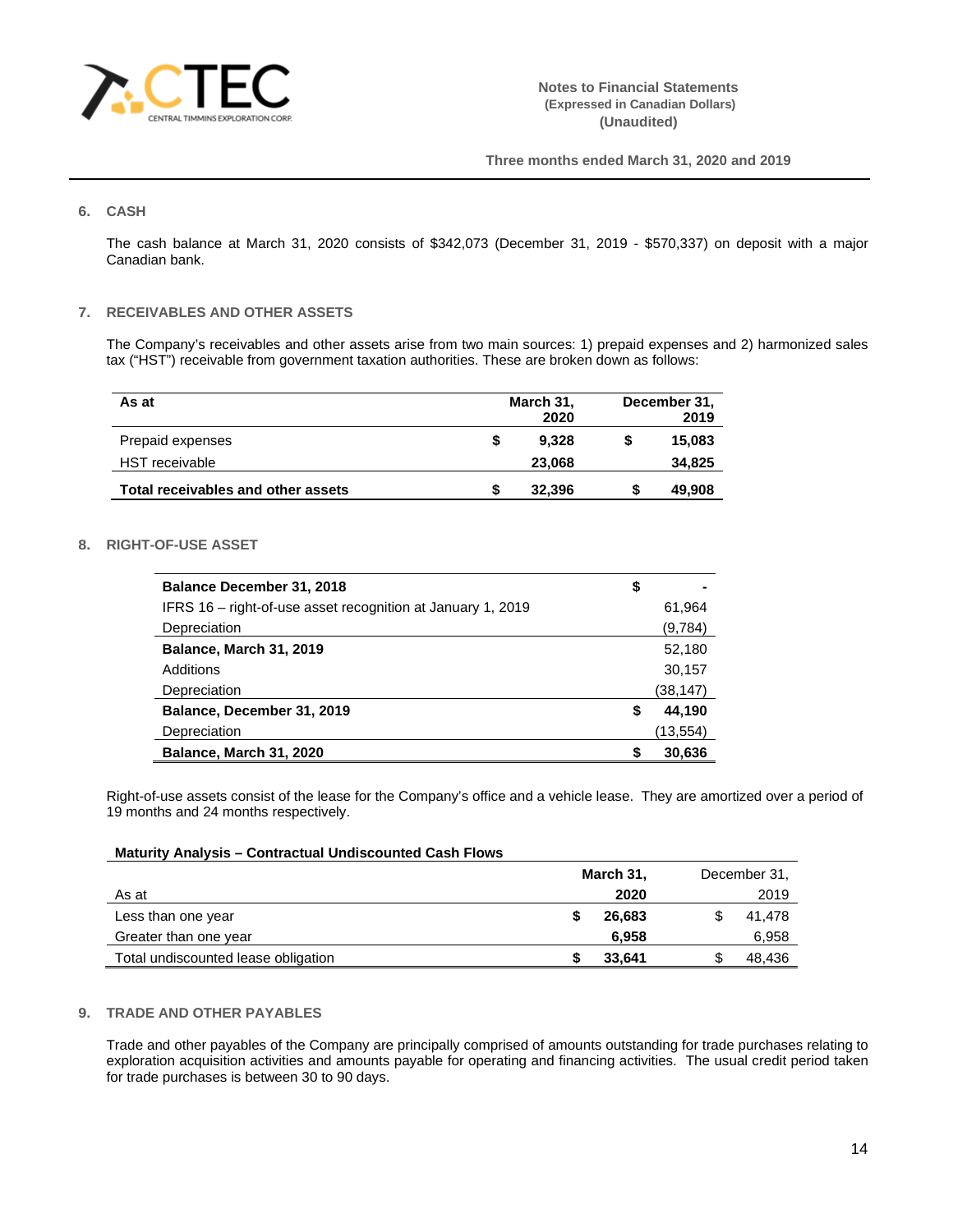## 6. CASH

The cash balance at March 31, 2020 consists of $342,073 (December 31, 2019 - $570,337) on deposit with a major Canadian bank.

## 7. RECEIVABLES AND OTHER ASSETS

The Company's receivables and other assets arise from two main sources: 1) prepaid expenses and 2) harmonized sales tax ("HST") receivable from government taxation authorities. These are broken down as follows:

| As at | | March 31, 2020 | | December 31, 2019 |
|---|---|---|---|---|
| Prepaid expenses | $ | 9,328 | $ | 15,083 |
| HST receivable | | 23,068 | | 34,825 |
| **Total receivables and other assets** | $ | **32,396** | $ | **49,908** |

## 8. RIGHT-OF-USE ASSET

| | | |
|---|---|---|
| **Balance December 31, 2018** | $ | - |
| IFRS 16 – right-of-use asset recognition at January 1, 2019 | | 61,964 |
| Depreciation | | (9,784) |
| **Balance, March 31, 2019** | | 52,180 |
| Additions | | 30,157 |
| Depreciation | | (38,147) |
| **Balance, December 31, 2019** | $ | **44,190** |
| Depreciation | | (13,554) |
| **Balance, March 31, 2020** | $ | **30,636** |

Right-of-use assets consist of the lease for the Company's office and a vehicle lease. They are amortized over a period of 19 months and 24 months respectively.

**Maturity Analysis – Contractual Undiscounted Cash Flows**

| As at | | March 31, 2020 | | December 31, 2019 |
|---|---|---|---|---|
| Less than one year | $ | 26,683 | $ | 41,478 |
| Greater than one year | | 6,958 | | 6,958 |
| Total undiscounted lease obligation | $ | 33,641 | $ | 48,436 |

## 9. TRADE AND OTHER PAYABLES

Trade and other payables of the Company are principally comprised of amounts outstanding for trade purchases relating to exploration acquisition activities and amounts payable for operating and financing activities. The usual credit period taken for trade purchases is between 30 to 90 days.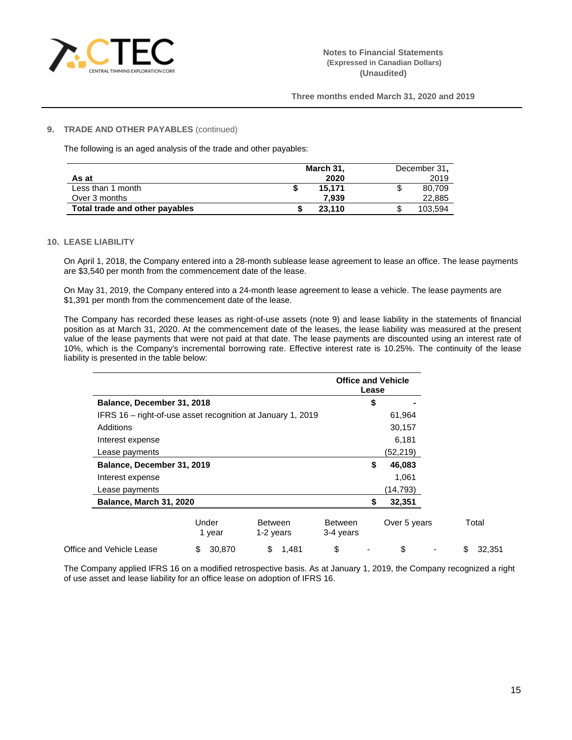## 9. TRADE AND OTHER PAYABLES (continued)

The following is an aged analysis of the trade and other payables:

| As at | March 31, 2020 | December 31, 2019 |
|---|---|---|
| Less than 1 month | $ 15,171 | $ 80,709 |
| Over 3 months | 7,939 | 22,885 |
| **Total trade and other payables** | **$ 23,110** | $ 103,594 |

## 10. LEASE LIABILITY

On April 1, 2018, the Company entered into a 28-month sublease lease agreement to lease an office. The lease payments are $3,540 per month from the commencement date of the lease.

On May 31, 2019, the Company entered into a 24-month lease agreement to lease a vehicle. The lease payments are $1,391 per month from the commencement date of the lease.

The Company has recorded these leases as right-of-use assets (note 9) and lease liability in the statements of financial position as at March 31, 2020. At the commencement date of the leases, the lease liability was measured at the present value of the lease payments that were not paid at that date. The lease payments are discounted using an interest rate of 10%, which is the Company's incremental borrowing rate. Effective interest rate is 10.25%. The continuity of the lease liability is presented in the table below:

| | Office and Vehicle Lease |
|---|---|
| **Balance, December 31, 2018** | **$ -** |
| IFRS 16 – right-of-use asset recognition at January 1, 2019 | 61,964 |
| Additions | 30,157 |
| Interest expense | 6,181 |
| Lease payments | (52,219) |
| **Balance, December 31, 2019** | **$ 46,083** |
| Interest expense | 1,061 |
| Lease payments | (14,793) |
| **Balance, March 31, 2020** | **$ 32,351** |

| | Under 1 year | Between 1-2 years | Between 3-4 years | Over 5 years | Total |
|---|---|---|---|---|---|
| Office and Vehicle Lease | $ 30,870 | $ 1,481 | $ - | $ - | $ 32,351 |

The Company applied IFRS 16 on a modified retrospective basis. As at January 1, 2019, the Company recognized a right of use asset and lease liability for an office lease on adoption of IFRS 16.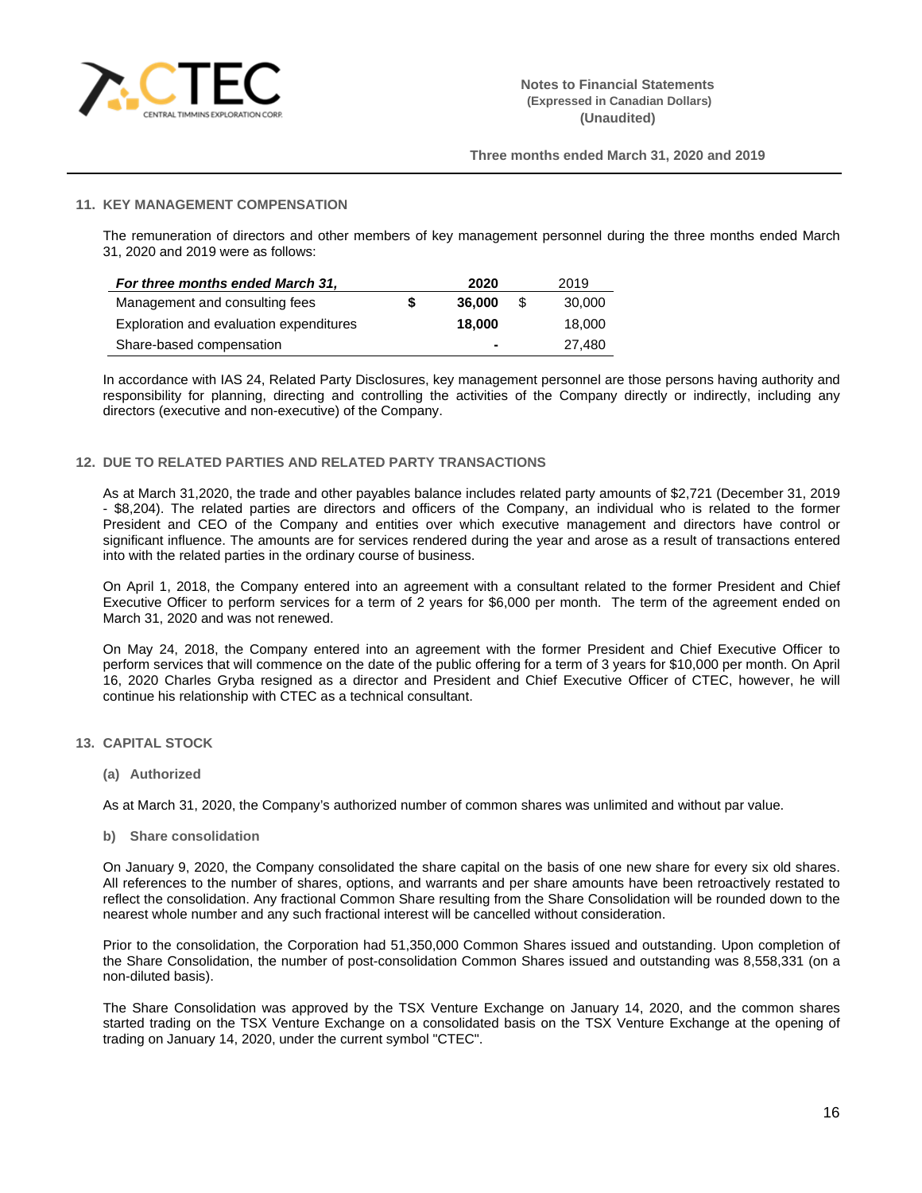## 11. KEY MANAGEMENT COMPENSATION

The remuneration of directors and other members of key management personnel during the three months ended March 31, 2020 and 2019 were as follows:

| *For three months ended March 31,* | | **2020** | | 2019 |
|---|---|---|---|---|
| Management and consulting fees | **$** | **36,000** | $ | 30,000 |
| Exploration and evaluation expenditures | | **18,000** | | 18,000 |
| Share-based compensation | | **-** | | 27,480 |

In accordance with IAS 24, Related Party Disclosures, key management personnel are those persons having authority and responsibility for planning, directing and controlling the activities of the Company directly or indirectly, including any directors (executive and non-executive) of the Company.

## 12. DUE TO RELATED PARTIES AND RELATED PARTY TRANSACTIONS

As at March 31,2020, the trade and other payables balance includes related party amounts of $2,721 (December 31, 2019 - $8,204). The related parties are directors and officers of the Company, an individual who is related to the former President and CEO of the Company and entities over which executive management and directors have control or significant influence. The amounts are for services rendered during the year and arose as a result of transactions entered into with the related parties in the ordinary course of business.

On April 1, 2018, the Company entered into an agreement with a consultant related to the former President and Chief Executive Officer to perform services for a term of 2 years for $6,000 per month. The term of the agreement ended on March 31, 2020 and was not renewed.

On May 24, 2018, the Company entered into an agreement with the former President and Chief Executive Officer to perform services that will commence on the date of the public offering for a term of 3 years for $10,000 per month. On April 16, 2020 Charles Gryba resigned as a director and President and Chief Executive Officer of CTEC, however, he will continue his relationship with CTEC as a technical consultant.

## 13. CAPITAL STOCK

### (a) Authorized

As at March 31, 2020, the Company's authorized number of common shares was unlimited and without par value.

### b) Share consolidation

On January 9, 2020, the Company consolidated the share capital on the basis of one new share for every six old shares. All references to the number of shares, options, and warrants and per share amounts have been retroactively restated to reflect the consolidation. Any fractional Common Share resulting from the Share Consolidation will be rounded down to the nearest whole number and any such fractional interest will be cancelled without consideration.

Prior to the consolidation, the Corporation had 51,350,000 Common Shares issued and outstanding. Upon completion of the Share Consolidation, the number of post-consolidation Common Shares issued and outstanding was 8,558,331 (on a non-diluted basis).

The Share Consolidation was approved by the TSX Venture Exchange on January 14, 2020, and the common shares started trading on the TSX Venture Exchange on a consolidated basis on the TSX Venture Exchange at the opening of trading on January 14, 2020, under the current symbol "CTEC".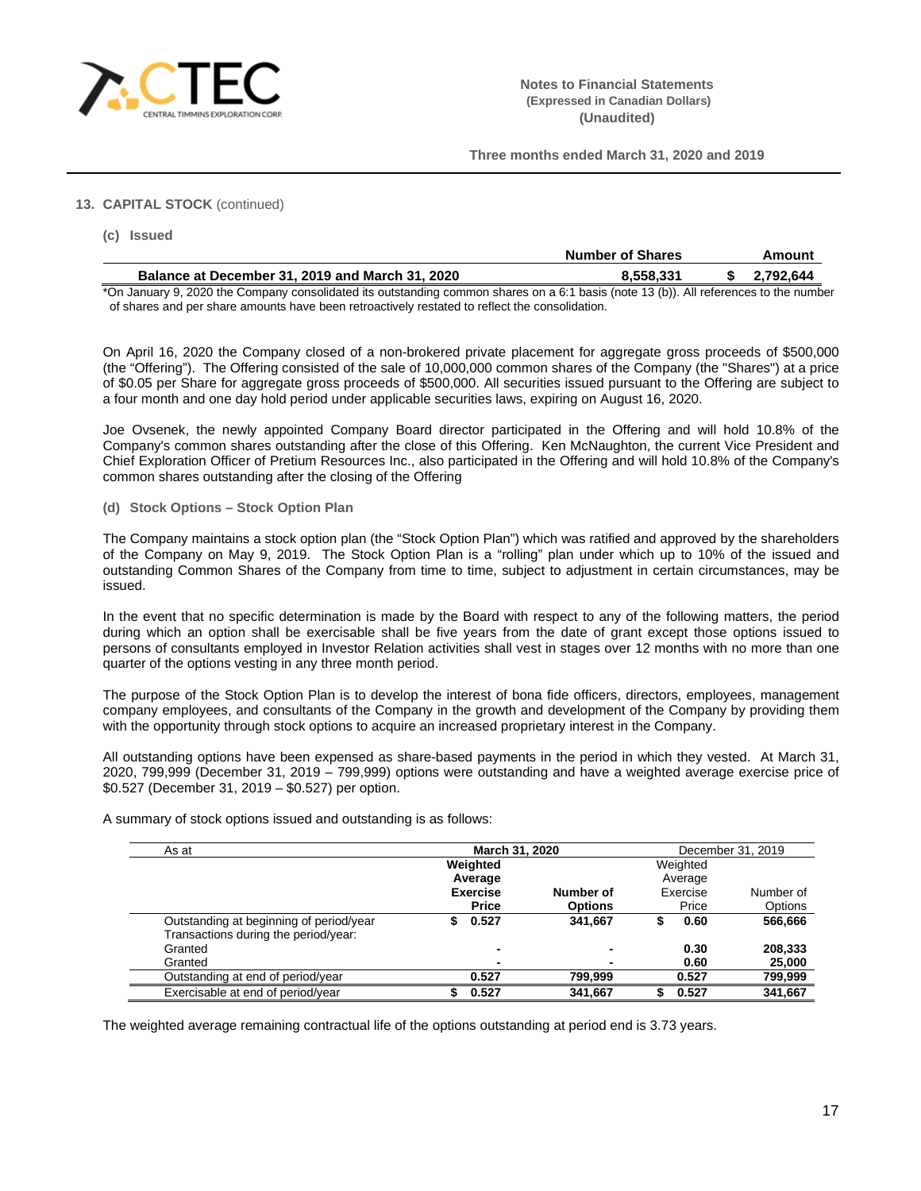## 13. CAPITAL STOCK (continued)

### (c) Issued

| | Number of Shares | Amount |
|---|---|---|
| **Balance at December 31, 2019 and March 31, 2020** | **8,558,331** | **$ 2,792,644** |

*On January 9, 2020 the Company consolidated its outstanding common shares on a 6:1 basis (note 13 (b)). All references to the number of shares and per share amounts have been retroactively restated to reflect the consolidation.

On April 16, 2020 the Company closed of a non-brokered private placement for aggregate gross proceeds of $500,000 (the "Offering"). The Offering consisted of the sale of 10,000,000 common shares of the Company (the "Shares") at a price of $0.05 per Share for aggregate gross proceeds of $500,000. All securities issued pursuant to the Offering are subject to a four month and one day hold period under applicable securities laws, expiring on August 16, 2020.

Joe Ovsenek, the newly appointed Company Board director participated in the Offering and will hold 10.8% of the Company's common shares outstanding after the close of this Offering. Ken McNaughton, the current Vice President and Chief Exploration Officer of Pretium Resources Inc., also participated in the Offering and will hold 10.8% of the Company's common shares outstanding after the closing of the Offering

### (d) Stock Options – Stock Option Plan

The Company maintains a stock option plan (the "Stock Option Plan") which was ratified and approved by the shareholders of the Company on May 9, 2019. The Stock Option Plan is a "rolling" plan under which up to 10% of the issued and outstanding Common Shares of the Company from time to time, subject to adjustment in certain circumstances, may be issued.

In the event that no specific determination is made by the Board with respect to any of the following matters, the period during which an option shall be exercisable shall be five years from the date of grant except those options issued to persons of consultants employed in Investor Relation activities shall vest in stages over 12 months with no more than one quarter of the options vesting in any three month period.

The purpose of the Stock Option Plan is to develop the interest of bona fide officers, directors, employees, management company employees, and consultants of the Company in the growth and development of the Company by providing them with the opportunity through stock options to acquire an increased proprietary interest in the Company.

All outstanding options have been expensed as share-based payments in the period in which they vested. At March 31, 2020, 799,999 (December 31, 2019 – 799,999) options were outstanding and have a weighted average exercise price of $0.527 (December 31, 2019 – $0.527) per option.

A summary of stock options issued and outstanding is as follows:

| As at | March 31, 2020 | | December 31, 2019 | |
|---|---|---|---|---|
| | **Weighted Average Exercise Price** | **Number of Options** | Weighted Average Exercise Price | Number of Options |
| Outstanding at beginning of period/year | **$ 0.527** | **341,667** | $ 0.60 | 566,666 |
| Transactions during the period/year: | | | | |
| Granted | **-** | **-** | 0.30 | 208,333 |
| Granted | **-** | **-** | 0.60 | 25,000 |
| Outstanding at end of period/year | **0.527** | **799,999** | 0.527 | 799,999 |
| Exercisable at end of period/year | **$ 0.527** | **341,667** | $ 0.527 | 341,667 |

The weighted average remaining contractual life of the options outstanding at period end is 3.73 years.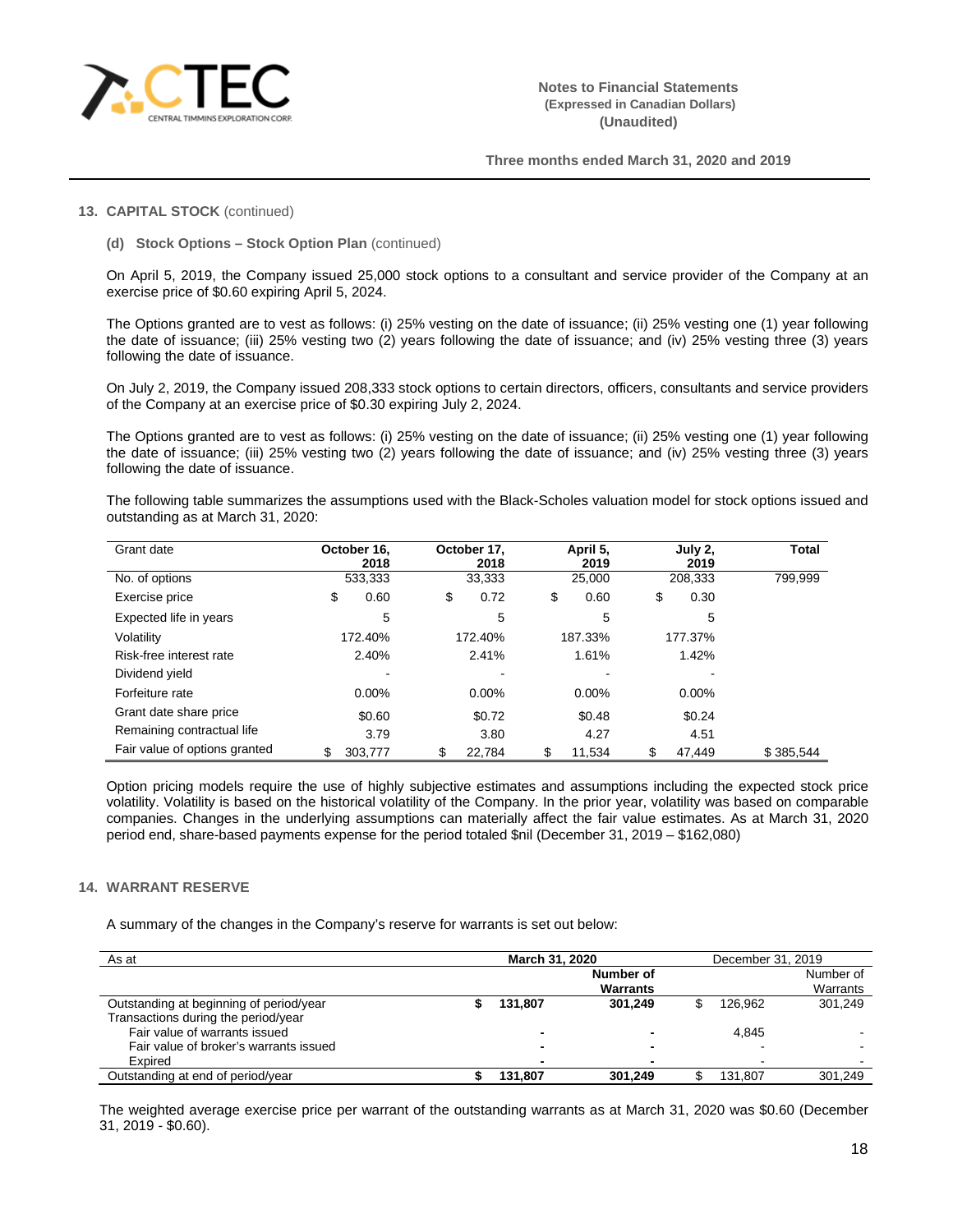### 13. CAPITAL STOCK (continued)

**(d) Stock Options – Stock Option Plan** (continued)

On April 5, 2019, the Company issued 25,000 stock options to a consultant and service provider of the Company at an exercise price of $0.60 expiring April 5, 2024.

The Options granted are to vest as follows: (i) 25% vesting on the date of issuance; (ii) 25% vesting one (1) year following the date of issuance; (iii) 25% vesting two (2) years following the date of issuance; and (iv) 25% vesting three (3) years following the date of issuance.

On July 2, 2019, the Company issued 208,333 stock options to certain directors, officers, consultants and service providers of the Company at an exercise price of $0.30 expiring July 2, 2024.

The Options granted are to vest as follows: (i) 25% vesting on the date of issuance; (ii) 25% vesting one (1) year following the date of issuance; (iii) 25% vesting two (2) years following the date of issuance; and (iv) 25% vesting three (3) years following the date of issuance.

The following table summarizes the assumptions used with the Black-Scholes valuation model for stock options issued and outstanding as at March 31, 2020:

| Grant date | October 16, 2018 | October 17, 2018 | April 5, 2019 | July 2, 2019 | Total |
|---|---|---|---|---|---|
| No. of options | 533,333 | 33,333 | 25,000 | 208,333 | 799,999 |
| Exercise price | $ 0.60 | $ 0.72 | $ 0.60 | $ 0.30 | |
| Expected life in years | 5 | 5 | 5 | 5 | |
| Volatility | 172.40% | 172.40% | 187.33% | 177.37% | |
| Risk-free interest rate | 2.40% | 2.41% | 1.61% | 1.42% | |
| Dividend yield | - | - | - | - | |
| Forfeiture rate | 0.00% | 0.00% | 0.00% | 0.00% | |
| Grant date share price | $0.60 | $0.72 | $0.48 | $0.24 | |
| Remaining contractual life | 3.79 | 3.80 | 4.27 | 4.51 | |
| Fair value of options granted | $ 303,777 | $ 22,784 | $ 11,534 | $ 47,449 | $ 385,544 |

Option pricing models require the use of highly subjective estimates and assumptions including the expected stock price volatility. Volatility is based on the historical volatility of the Company. In the prior year, volatility was based on comparable companies. Changes in the underlying assumptions can materially affect the fair value estimates. As at March 31, 2020 period end, share-based payments expense for the period totaled $nil (December 31, 2019 – $162,080)

### 14. WARRANT RESERVE

A summary of the changes in the Company's reserve for warrants is set out below:

| As at | March 31, 2020 | | December 31, 2019 | |
|---|---|---|---|---|
| | | Number of Warrants | | Number of Warrants |
| Outstanding at beginning of period/year | **$ 131,807** | **301,249** | $ 126,962 | 301,249 |
| Transactions during the period/year | | | | |
| Fair value of warrants issued | **-** | **-** | 4,845 | - |
| Fair value of broker's warrants issued | **-** | **-** | - | - |
| Expired | **-** | **-** | - | - |
| Outstanding at end of period/year | **$ 131,807** | **301,249** | $ 131,807 | 301,249 |

The weighted average exercise price per warrant of the outstanding warrants as at March 31, 2020 was $0.60 (December 31, 2019 - $0.60).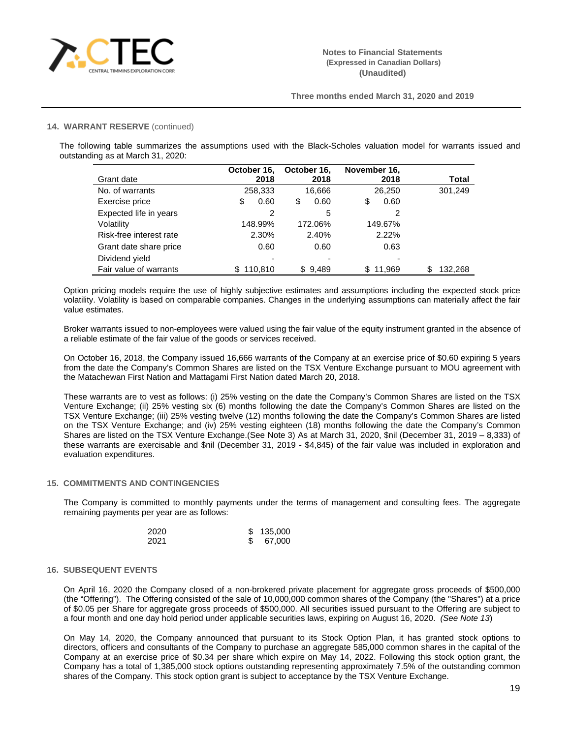## 14. WARRANT RESERVE (continued)

The following table summarizes the assumptions used with the Black-Scholes valuation model for warrants issued and outstanding as at March 31, 2020:

| Grant date | October 16, 2018 | October 16, 2018 | November 16, 2018 | Total |
|---|---|---|---|---|
| No. of warrants | 258,333 | 16,666 | 26,250 | 301,249 |
| Exercise price | $ 0.60 | $ 0.60 | $ 0.60 | |
| Expected life in years | 2 | 5 | 2 | |
| Volatility | 148.99% | 172.06% | 149.67% | |
| Risk-free interest rate | 2.30% | 2.40% | 2.22% | |
| Grant date share price | 0.60 | 0.60 | 0.63 | |
| Dividend yield | - | - | - | |
| Fair value of warrants | $ 110,810 | $ 9,489 | $ 11,969 | $ 132,268 |

Option pricing models require the use of highly subjective estimates and assumptions including the expected stock price volatility. Volatility is based on comparable companies. Changes in the underlying assumptions can materially affect the fair value estimates.

Broker warrants issued to non-employees were valued using the fair value of the equity instrument granted in the absence of a reliable estimate of the fair value of the goods or services received.

On October 16, 2018, the Company issued 16,666 warrants of the Company at an exercise price of $0.60 expiring 5 years from the date the Company's Common Shares are listed on the TSX Venture Exchange pursuant to MOU agreement with the Matachewan First Nation and Mattagami First Nation dated March 20, 2018.

These warrants are to vest as follows: (i) 25% vesting on the date the Company's Common Shares are listed on the TSX Venture Exchange; (ii) 25% vesting six (6) months following the date the Company's Common Shares are listed on the TSX Venture Exchange; (iii) 25% vesting twelve (12) months following the date the Company's Common Shares are listed on the TSX Venture Exchange; and (iv) 25% vesting eighteen (18) months following the date the Company's Common Shares are listed on the TSX Venture Exchange.(See Note 3) As at March 31, 2020, $nil (December 31, 2019 – 8,333) of these warrants are exercisable and $nil (December 31, 2019 - $4,845) of the fair value was included in exploration and evaluation expenditures.

## 15. COMMITMENTS AND CONTINGENCIES

The Company is committed to monthly payments under the terms of management and consulting fees. The aggregate remaining payments per year are as follows:

| | |
|---|---|
| 2020 | $ 135,000 |
| 2021 | $ 67,000 |

## 16. SUBSEQUENT EVENTS

On April 16, 2020 the Company closed of a non-brokered private placement for aggregate gross proceeds of $500,000 (the "Offering"). The Offering consisted of the sale of 10,000,000 common shares of the Company (the "Shares") at a price of $0.05 per Share for aggregate gross proceeds of $500,000. All securities issued pursuant to the Offering are subject to a four month and one day hold period under applicable securities laws, expiring on August 16, 2020. *(See Note 13)*

On May 14, 2020, the Company announced that pursuant to its Stock Option Plan, it has granted stock options to directors, officers and consultants of the Company to purchase an aggregate 585,000 common shares in the capital of the Company at an exercise price of $0.34 per share which expire on May 14, 2022. Following this stock option grant, the Company has a total of 1,385,000 stock options outstanding representing approximately 7.5% of the outstanding common shares of the Company. This stock option grant is subject to acceptance by the TSX Venture Exchange.